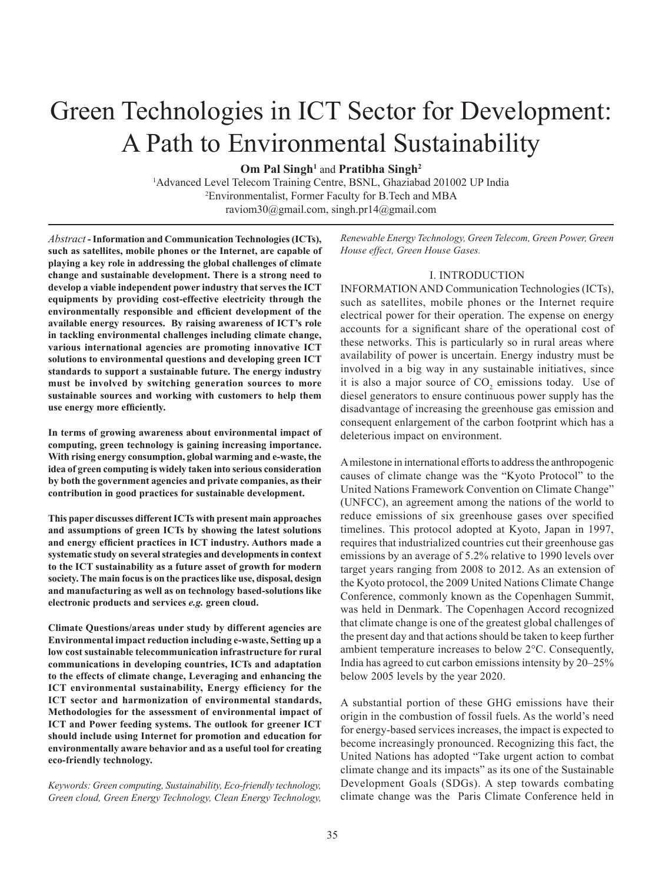# Green Technologies in ICT Sector for Development: A Path to Environmental Sustainability

**Om Pal Singh**[1] and **Pratibha Singh**[2]

[1]Advanced Level Telecom Training Centre, BSNL, Ghaziabad 201002 UP India
[2]Environmentalist, Former Faculty for B.Tech and MBA
raviom30@gmail.com, singh.pr14@gmail.com

*Abstract* - **Information and Communication Technologies (ICTs), such as satellites, mobile phones or the Internet, are capable of playing a key role in addressing the global challenges of climate change and sustainable development. There is a strong need to develop a viable independent power industry that serves the ICT equipments by providing cost-effective electricity through the environmentally responsible and efficient development of the available energy resources. By raising awareness of ICT's role in tackling environmental challenges including climate change, various international agencies are promoting innovative ICT solutions to environmental questions and developing green ICT standards to support a sustainable future. The energy industry must be involved by switching generation sources to more sustainable sources and working with customers to help them use energy more efficiently.**

**In terms of growing awareness about environmental impact of computing, green technology is gaining increasing importance. With rising energy consumption, global warming and e-waste, the idea of green computing is widely taken into serious consideration by both the government agencies and private companies, as their contribution in good practices for sustainable development.**

**This paper discusses different ICTs with present main approaches and assumptions of green ICTs by showing the latest solutions and energy efficient practices in ICT industry. Authors made a systematic study on several strategies and developments in context to the ICT sustainability as a future asset of growth for modern society. The main focus is on the practices like use, disposal, design and manufacturing as well as on technology based-solutions like electronic products and services *e.g.* green cloud.**

**Climate Questions/areas under study by different agencies are Environmental impact reduction including e-waste, Setting up a low cost sustainable telecommunication infrastructure for rural communications in developing countries, ICTs and adaptation to the effects of climate change, Leveraging and enhancing the ICT environmental sustainability, Energy efficiency for the ICT sector and harmonization of environmental standards, Methodologies for the assessment of environmental impact of ICT and Power feeding systems. The outlook for greener ICT should include using Internet for promotion and education for environmentally aware behavior and as a useful tool for creating eco-friendly technology.**

*Keywords: Green computing, Sustainability, Eco-friendly technology, Green cloud, Green Energy Technology, Clean Energy Technology, Renewable Energy Technology, Green Telecom, Green Power, Green House effect, Green House Gases.*

## I. INTRODUCTION

INFORMATION AND Communication Technologies (ICTs), such as satellites, mobile phones or the Internet require electrical power for their operation. The expense on energy accounts for a significant share of the operational cost of these networks. This is particularly so in rural areas where availability of power is uncertain. Energy industry must be involved in a big way in any sustainable initiatives, since it is also a major source of $CO_2$ emissions today. Use of diesel generators to ensure continuous power supply has the disadvantage of increasing the greenhouse gas emission and consequent enlargement of the carbon footprint which has a deleterious impact on environment.

A milestone in international efforts to address the anthropogenic causes of climate change was the "Kyoto Protocol" to the United Nations Framework Convention on Climate Change" (UNFCC), an agreement among the nations of the world to reduce emissions of six greenhouse gases over specified timelines. This protocol adopted at Kyoto, Japan in 1997, requires that industrialized countries cut their greenhouse gas emissions by an average of 5.2% relative to 1990 levels over target years ranging from 2008 to 2012. As an extension of the Kyoto protocol, the 2009 United Nations Climate Change Conference, commonly known as the Copenhagen Summit, was held in Denmark. The Copenhagen Accord recognized that climate change is one of the greatest global challenges of the present day and that actions should be taken to keep further ambient temperature increases to below 2°C. Consequently, India has agreed to cut carbon emissions intensity by 20–25% below 2005 levels by the year 2020.

A substantial portion of these GHG emissions have their origin in the combustion of fossil fuels. As the world's need for energy-based services increases, the impact is expected to become increasingly pronounced. Recognizing this fact, the United Nations has adopted "Take urgent action to combat climate change and its impacts" as its one of the Sustainable Development Goals (SDGs). A step towards combating climate change was the Paris Climate Conference held in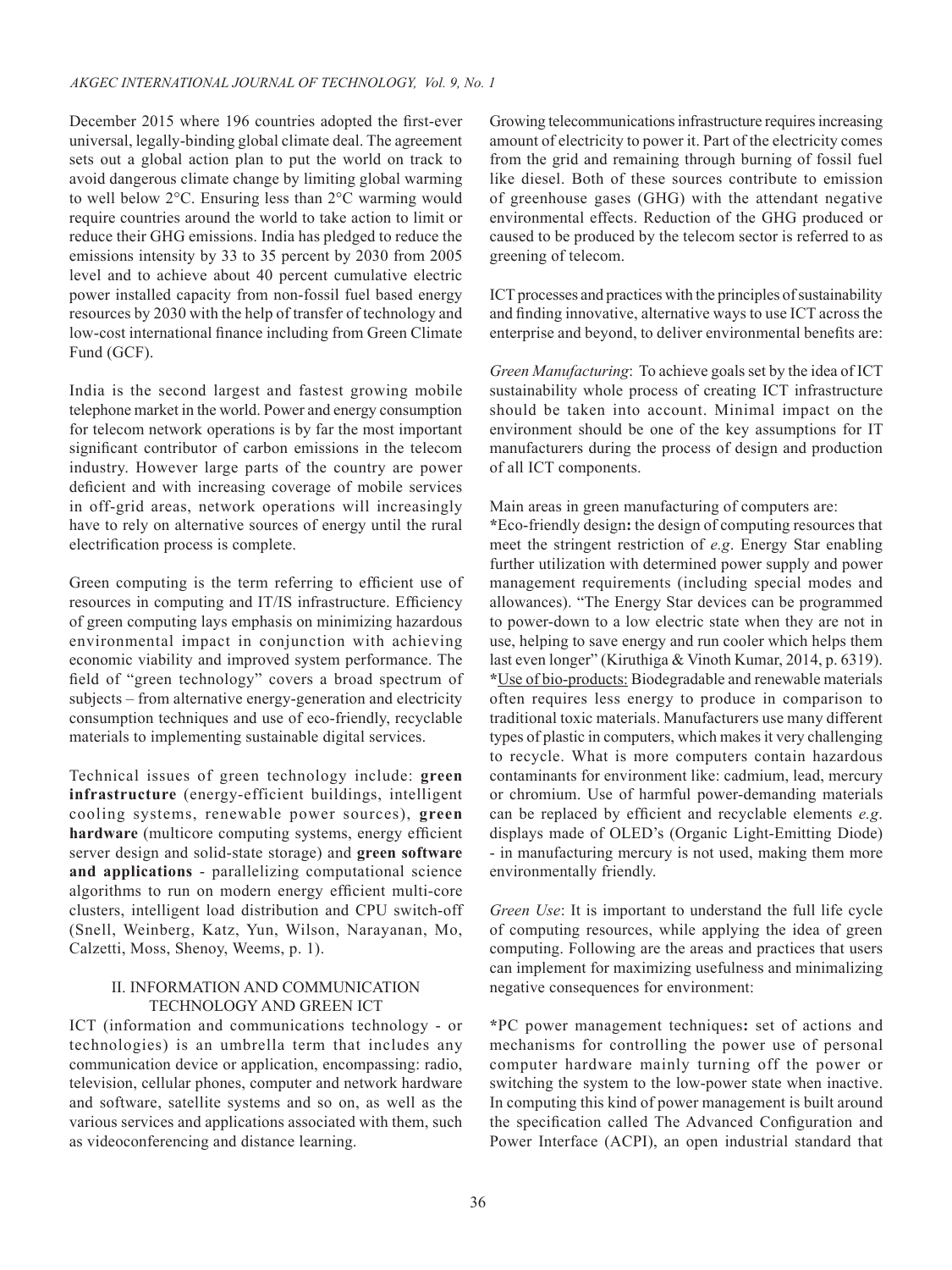December 2015 where 196 countries adopted the first-ever universal, legally-binding global climate deal. The agreement sets out a global action plan to put the world on track to avoid dangerous climate change by limiting global warming to well below 2°C. Ensuring less than 2°C warming would require countries around the world to take action to limit or reduce their GHG emissions. India has pledged to reduce the emissions intensity by 33 to 35 percent by 2030 from 2005 level and to achieve about 40 percent cumulative electric power installed capacity from non-fossil fuel based energy resources by 2030 with the help of transfer of technology and low-cost international finance including from Green Climate Fund (GCF).

India is the second largest and fastest growing mobile telephone market in the world. Power and energy consumption for telecom network operations is by far the most important significant contributor of carbon emissions in the telecom industry. However large parts of the country are power deficient and with increasing coverage of mobile services in off-grid areas, network operations will increasingly have to rely on alternative sources of energy until the rural electrification process is complete.

Green computing is the term referring to efficient use of resources in computing and IT/IS infrastructure. Efficiency of green computing lays emphasis on minimizing hazardous environmental impact in conjunction with achieving economic viability and improved system performance. The field of "green technology" covers a broad spectrum of subjects – from alternative energy-generation and electricity consumption techniques and use of eco-friendly, recyclable materials to implementing sustainable digital services.

Technical issues of green technology include: **green infrastructure** (energy-efficient buildings, intelligent cooling systems, renewable power sources), **green hardware** (multicore computing systems, energy efficient server design and solid-state storage) and **green software and applications** - parallelizing computational science algorithms to run on modern energy efficient multi-core clusters, intelligent load distribution and CPU switch-off (Snell, Weinberg, Katz, Yun, Wilson, Narayanan, Mo, Calzetti, Moss, Shenoy, Weems, p. 1).

## II. INFORMATION AND COMMUNICATION TECHNOLOGY AND GREEN ICT

ICT (information and communications technology - or technologies) is an umbrella term that includes any communication device or application, encompassing: radio, television, cellular phones, computer and network hardware and software, satellite systems and so on, as well as the various services and applications associated with them, such as videoconferencing and distance learning.

Growing telecommunications infrastructure requires increasing amount of electricity to power it. Part of the electricity comes from the grid and remaining through burning of fossil fuel like diesel. Both of these sources contribute to emission of greenhouse gases (GHG) with the attendant negative environmental effects. Reduction of the GHG produced or caused to be produced by the telecom sector is referred to as greening of telecom.

ICT processes and practices with the principles of sustainability and finding innovative, alternative ways to use ICT across the enterprise and beyond, to deliver environmental benefits are:

*Green Manufacturing*: To achieve goals set by the idea of ICT sustainability whole process of creating ICT infrastructure should be taken into account. Minimal impact on the environment should be one of the key assumptions for IT manufacturers during the process of design and production of all ICT components.

Main areas in green manufacturing of computers are:

***Eco-friendly design:** the design of computing resources that meet the stringent restriction of *e.g*. Energy Star enabling further utilization with determined power supply and power management requirements (including special modes and allowances). "The Energy Star devices can be programmed to power-down to a low electric state when they are not in use, helping to save energy and run cooler which helps them last even longer" (Kiruthiga & Vinoth Kumar, 2014, p. 6319).

*Use of bio-products: Biodegradable and renewable materials often requires less energy to produce in comparison to traditional toxic materials. Manufacturers use many different types of plastic in computers, which makes it very challenging to recycle. What is more computers contain hazardous contaminants for environment like: cadmium, lead, mercury or chromium. Use of harmful power-demanding materials can be replaced by efficient and recyclable elements *e.g*. displays made of OLED's (Organic Light-Emitting Diode) - in manufacturing mercury is not used, making them more environmentally friendly.

*Green Use*: It is important to understand the full life cycle of computing resources, while applying the idea of green computing. Following are the areas and practices that users can implement for maximizing usefulness and minimalizing negative consequences for environment:

***PC power management techniques:** set of actions and mechanisms for controlling the power use of personal computer hardware mainly turning off the power or switching the system to the low-power state when inactive. In computing this kind of power management is built around the specification called The Advanced Configuration and Power Interface (ACPI), an open industrial standard that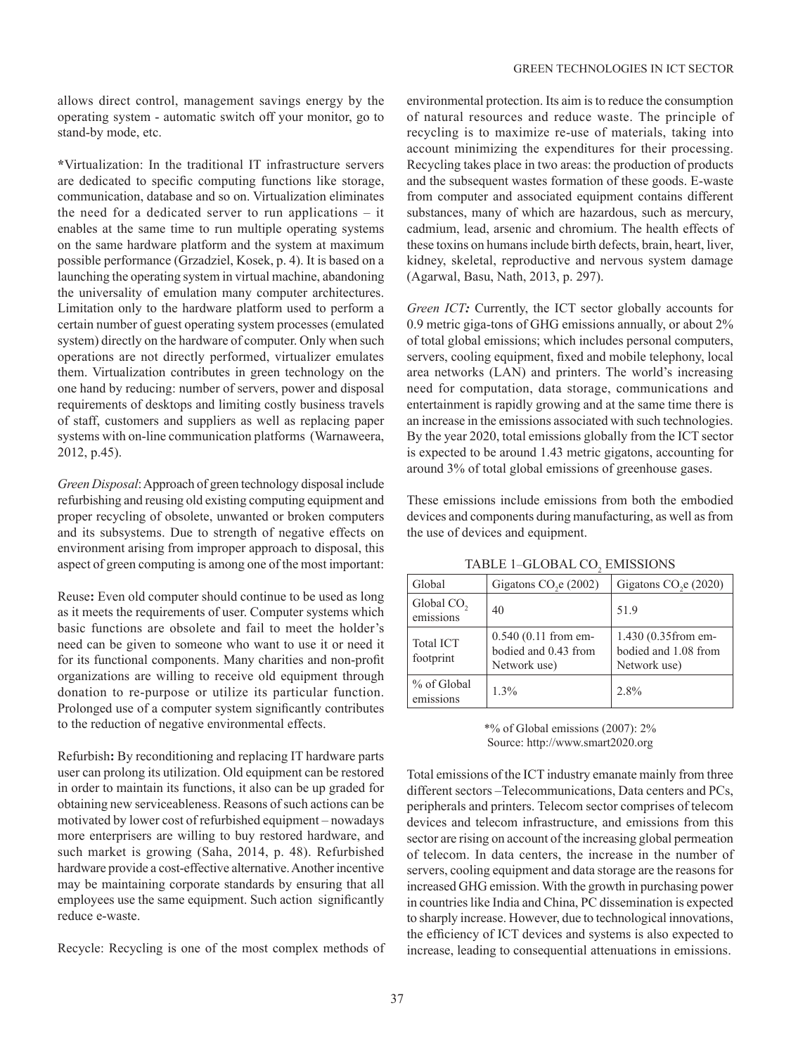allows direct control, management savings energy by the operating system - automatic switch off your monitor, go to stand-by mode, etc.

**\***Virtualization: In the traditional IT infrastructure servers are dedicated to specific computing functions like storage, communication, database and so on. Virtualization eliminates the need for a dedicated server to run applications – it enables at the same time to run multiple operating systems on the same hardware platform and the system at maximum possible performance (Grzadziel, Kosek, p. 4). It is based on a launching the operating system in virtual machine, abandoning the universality of emulation many computer architectures. Limitation only to the hardware platform used to perform a certain number of guest operating system processes (emulated system) directly on the hardware of computer. Only when such operations are not directly performed, virtualizer emulates them. Virtualization contributes in green technology on the one hand by reducing: number of servers, power and disposal requirements of desktops and limiting costly business travels of staff, customers and suppliers as well as replacing paper systems with on-line communication platforms (Warnaweera, 2012, p.45).

*Green Disposal*: Approach of green technology disposal include refurbishing and reusing old existing computing equipment and proper recycling of obsolete, unwanted or broken computers and its subsystems. Due to strength of negative effects on environment arising from improper approach to disposal, this aspect of green computing is among one of the most important:

Reuse**:** Even old computer should continue to be used as long as it meets the requirements of user. Computer systems which basic functions are obsolete and fail to meet the holder's need can be given to someone who want to use it or need it for its functional components. Many charities and non-profit organizations are willing to receive old equipment through donation to re-purpose or utilize its particular function. Prolonged use of a computer system significantly contributes to the reduction of negative environmental effects.

Refurbish**:** By reconditioning and replacing IT hardware parts user can prolong its utilization. Old equipment can be restored in order to maintain its functions, it also can be up graded for obtaining new serviceableness. Reasons of such actions can be motivated by lower cost of refurbished equipment – nowadays more enterprisers are willing to buy restored hardware, and such market is growing (Saha, 2014, p. 48). Refurbished hardware provide a cost-effective alternative. Another incentive may be maintaining corporate standards by ensuring that all employees use the same equipment. Such action significantly reduce e-waste.

Recycle: Recycling is one of the most complex methods of environmental protection. Its aim is to reduce the consumption of natural resources and reduce waste. The principle of recycling is to maximize re-use of materials, taking into account minimizing the expenditures for their processing. Recycling takes place in two areas: the production of products and the subsequent wastes formation of these goods. E-waste from computer and associated equipment contains different substances, many of which are hazardous, such as mercury, cadmium, lead, arsenic and chromium. The health effects of these toxins on humans include birth defects, brain, heart, liver, kidney, skeletal, reproductive and nervous system damage (Agarwal, Basu, Nath, 2013, p. 297).

*Green ICT:* Currently, the ICT sector globally accounts for 0.9 metric giga-tons of GHG emissions annually, or about 2% of total global emissions; which includes personal computers, servers, cooling equipment, fixed and mobile telephony, local area networks (LAN) and printers. The world's increasing need for computation, data storage, communications and entertainment is rapidly growing and at the same time there is an increase in the emissions associated with such technologies. By the year 2020, total emissions globally from the ICT sector is expected to be around 1.43 metric gigatons, accounting for around 3% of total global emissions of greenhouse gases.

These emissions include emissions from both the embodied devices and components during manufacturing, as well as from the use of devices and equipment.

TABLE 1–GLOBAL $CO_2$ EMISSIONS

| Global | Gigatons $CO_2$e (2002) | Gigatons $CO_2$e (2020) |
|---|---|---|
| Global $CO_2$ emissions | 40 | 51.9 |
| Total ICT footprint | 0.540 (0.11 from embodied and 0.43 from Network use) | 1.430 (0.35from embodied and 1.08 from Network use) |
| % of Global emissions | 1.3% | 2.8% |

\*% of Global emissions (2007): 2%
Source: http://www.smart2020.org

Total emissions of the ICT industry emanate mainly from three different sectors –Telecommunications, Data centers and PCs, peripherals and printers. Telecom sector comprises of telecom devices and telecom infrastructure, and emissions from this sector are rising on account of the increasing global permeation of telecom. In data centers, the increase in the number of servers, cooling equipment and data storage are the reasons for increased GHG emission. With the growth in purchasing power in countries like India and China, PC dissemination is expected to sharply increase. However, due to technological innovations, the efficiency of ICT devices and systems is also expected to increase, leading to consequential attenuations in emissions.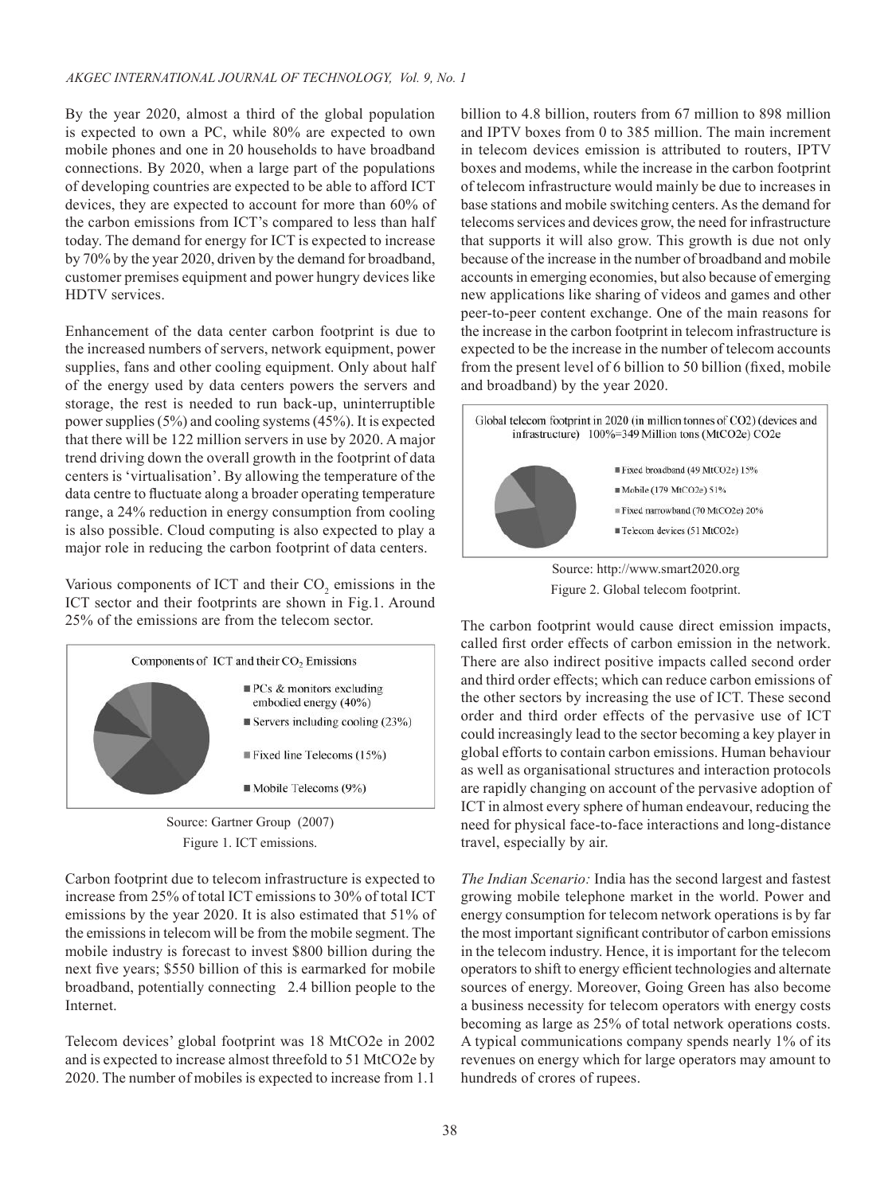By the year 2020, almost a third of the global population is expected to own a PC, while 80% are expected to own mobile phones and one in 20 households to have broadband connections. By 2020, when a large part of the populations of developing countries are expected to be able to afford ICT devices, they are expected to account for more than 60% of the carbon emissions from ICT's compared to less than half today. The demand for energy for ICT is expected to increase by 70% by the year 2020, driven by the demand for broadband, customer premises equipment and power hungry devices like HDTV services.

Enhancement of the data center carbon footprint is due to the increased numbers of servers, network equipment, power supplies, fans and other cooling equipment. Only about half of the energy used by data centers powers the servers and storage, the rest is needed to run back-up, uninterruptible power supplies (5%) and cooling systems (45%). It is expected that there will be 122 million servers in use by 2020. A major trend driving down the overall growth in the footprint of data centers is 'virtualisation'. By allowing the temperature of the data centre to fluctuate along a broader operating temperature range, a 24% reduction in energy consumption from cooling is also possible. Cloud computing is also expected to play a major role in reducing the carbon footprint of data centers.

Various components of ICT and their $CO_2$ emissions in the ICT sector and their footprints are shown in Fig.1. Around 25% of the emissions are from the telecom sector.

Components of ICT and their $CO_2$ Emissions

- PCs & monitors excluding embodied energy (40%)
- Servers including cooling (23%)
- Fixed line Telecoms (15%)
- Mobile Telecoms (9%)

Source: Gartner Group (2007)

Figure 1. ICT emissions.

Carbon footprint due to telecom infrastructure is expected to increase from 25% of total ICT emissions to 30% of total ICT emissions by the year 2020. It is also estimated that 51% of the emissions in telecom will be from the mobile segment. The mobile industry is forecast to invest \$800 billion during the next five years; \$550 billion of this is earmarked for mobile broadband, potentially connecting 2.4 billion people to the Internet.

Telecom devices' global footprint was 18 MtCO2e in 2002 and is expected to increase almost threefold to 51 MtCO2e by 2020. The number of mobiles is expected to increase from 1.1 billion to 4.8 billion, routers from 67 million to 898 million and IPTV boxes from 0 to 385 million. The main increment in telecom devices emission is attributed to routers, IPTV boxes and modems, while the increase in the carbon footprint of telecom infrastructure would mainly be due to increases in base stations and mobile switching centers. As the demand for telecoms services and devices grow, the need for infrastructure that supports it will also grow. This growth is due not only because of the increase in the number of broadband and mobile accounts in emerging economies, but also because of emerging new applications like sharing of videos and games and other peer-to-peer content exchange. One of the main reasons for the increase in the carbon footprint in telecom infrastructure is expected to be the increase in the number of telecom accounts from the present level of 6 billion to 50 billion (fixed, mobile and broadband) by the year 2020.

Global telecom footprint in 2020 (in million tonnes of CO2) (devices and infrastructure) 100%=349 Million tons (MtCO2e) CO2e

- Fixed broadband (49 MtCO2e) 15%
- Mobile (179 MtCO2e) 51%
- Fixed narrowband (70 MtCO2e) 20%
- Telecom devices (51 MtCO2e)

Source: http://www.smart2020.org

Figure 2. Global telecom footprint.

The carbon footprint would cause direct emission impacts, called first order effects of carbon emission in the network. There are also indirect positive impacts called second order and third order effects; which can reduce carbon emissions of the other sectors by increasing the use of ICT. These second order and third order effects of the pervasive use of ICT could increasingly lead to the sector becoming a key player in global efforts to contain carbon emissions. Human behaviour as well as organisational structures and interaction protocols are rapidly changing on account of the pervasive adoption of ICT in almost every sphere of human endeavour, reducing the need for physical face-to-face interactions and long-distance travel, especially by air.

*The Indian Scenario:* India has the second largest and fastest growing mobile telephone market in the world. Power and energy consumption for telecom network operations is by far the most important significant contributor of carbon emissions in the telecom industry. Hence, it is important for the telecom operators to shift to energy efficient technologies and alternate sources of energy. Moreover, Going Green has also become a business necessity for telecom operators with energy costs becoming as large as 25% of total network operations costs. A typical communications company spends nearly 1% of its revenues on energy which for large operators may amount to hundreds of crores of rupees.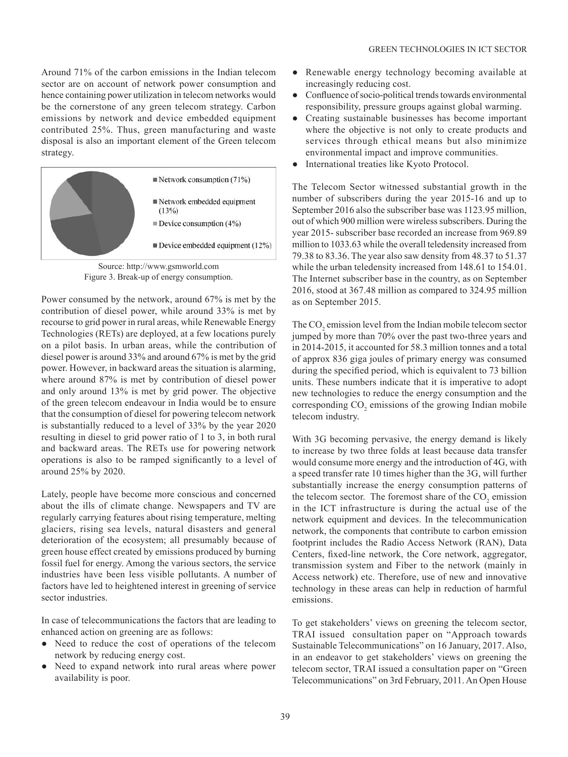Around 71% of the carbon emissions in the Indian telecom sector are on account of network power consumption and hence containing power utilization in telecom networks would be the cornerstone of any green telecom strategy. Carbon emissions by network and device embedded equipment contributed 25%. Thus, green manufacturing and waste disposal is also an important element of the Green telecom strategy.

Network consumption (71%)

Network embedded equipment (13%)

Device consumption (4%)

Device embedded equipment (12%)

Source: http://www.gsmworld.com

Figure 3. Break-up of energy consumption.

Power consumed by the network, around 67% is met by the contribution of diesel power, while around 33% is met by recourse to grid power in rural areas, while Renewable Energy Technologies (RETs) are deployed, at a few locations purely on a pilot basis. In urban areas, while the contribution of diesel power is around 33% and around 67% is met by the grid power. However, in backward areas the situation is alarming, where around 87% is met by contribution of diesel power and only around 13% is met by grid power. The objective of the green telecom endeavour in India would be to ensure that the consumption of diesel for powering telecom network is substantially reduced to a level of 33% by the year 2020 resulting in diesel to grid power ratio of 1 to 3, in both rural and backward areas. The RETs use for powering network operations is also to be ramped significantly to a level of around 25% by 2020.

Lately, people have become more conscious and concerned about the ills of climate change. Newspapers and TV are regularly carrying features about rising temperature, melting glaciers, rising sea levels, natural disasters and general deterioration of the ecosystem; all presumably because of green house effect created by emissions produced by burning fossil fuel for energy. Among the various sectors, the service industries have been less visible pollutants. A number of factors have led to heightened interest in greening of service sector industries.

In case of telecommunications the factors that are leading to enhanced action on greening are as follows:

- Need to reduce the cost of operations of the telecom network by reducing energy cost.
- Need to expand network into rural areas where power availability is poor.
- Renewable energy technology becoming available at increasingly reducing cost.
- Confluence of socio-political trends towards environmental responsibility, pressure groups against global warming.
- Creating sustainable businesses has become important where the objective is not only to create products and services through ethical means but also minimize environmental impact and improve communities.
- International treaties like Kyoto Protocol.

The Telecom Sector witnessed substantial growth in the number of subscribers during the year 2015-16 and up to September 2016 also the subscriber base was 1123.95 million, out of which 900 million were wireless subscribers. During the year 2015- subscriber base recorded an increase from 969.89 million to 1033.63 while the overall teledensity increased from 79.38 to 83.36. The year also saw density from 48.37 to 51.37 while the urban teledensity increased from 148.61 to 154.01. The Internet subscriber base in the country, as on September 2016, stood at 367.48 million as compared to 324.95 million as on September 2015.

The $CO_2$ emission level from the Indian mobile telecom sector jumped by more than 70% over the past two-three years and in 2014-2015, it accounted for 58.3 million tonnes and a total of approx 836 giga joules of primary energy was consumed during the specified period, which is equivalent to 73 billion units. These numbers indicate that it is imperative to adopt new technologies to reduce the energy consumption and the corresponding $CO_2$ emissions of the growing Indian mobile telecom industry.

With 3G becoming pervasive, the energy demand is likely to increase by two three folds at least because data transfer would consume more energy and the introduction of 4G, with a speed transfer rate 10 times higher than the 3G, will further substantially increase the energy consumption patterns of the telecom sector. The foremost share of the $CO_2$ emission in the ICT infrastructure is during the actual use of the network equipment and devices. In the telecommunication network, the components that contribute to carbon emission footprint includes the Radio Access Network (RAN), Data Centers, fixed-line network, the Core network, aggregator, transmission system and Fiber to the network (mainly in Access network) etc. Therefore, use of new and innovative technology in these areas can help in reduction of harmful emissions.

To get stakeholders' views on greening the telecom sector, TRAI issued consultation paper on "Approach towards Sustainable Telecommunications" on 16 January, 2017. Also, in an endeavor to get stakeholders' views on greening the telecom sector, TRAI issued a consultation paper on "Green Telecommunications" on 3rd February, 2011. An Open House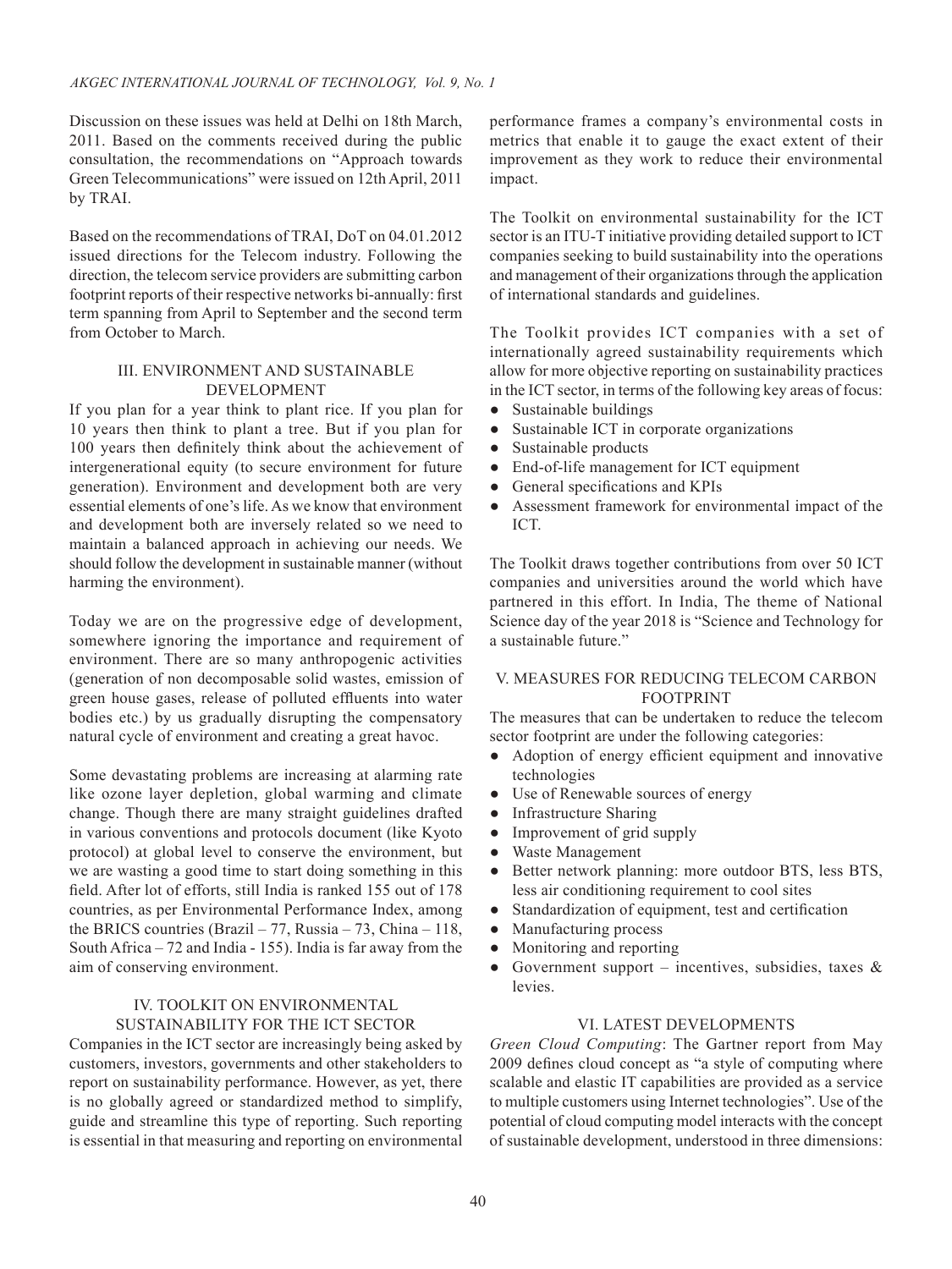Discussion on these issues was held at Delhi on 18th March, 2011. Based on the comments received during the public consultation, the recommendations on "Approach towards Green Telecommunications" were issued on 12th April, 2011 by TRAI.

Based on the recommendations of TRAI, DoT on 04.01.2012 issued directions for the Telecom industry. Following the direction, the telecom service providers are submitting carbon footprint reports of their respective networks bi-annually: first term spanning from April to September and the second term from October to March.

## III. ENVIRONMENT AND SUSTAINABLE DEVELOPMENT

If you plan for a year think to plant rice. If you plan for 10 years then think to plant a tree. But if you plan for 100 years then definitely think about the achievement of intergenerational equity (to secure environment for future generation). Environment and development both are very essential elements of one's life. As we know that environment and development both are inversely related so we need to maintain a balanced approach in achieving our needs. We should follow the development in sustainable manner (without harming the environment).

Today we are on the progressive edge of development, somewhere ignoring the importance and requirement of environment. There are so many anthropogenic activities (generation of non decomposable solid wastes, emission of green house gases, release of polluted effluents into water bodies etc.) by us gradually disrupting the compensatory natural cycle of environment and creating a great havoc.

Some devastating problems are increasing at alarming rate like ozone layer depletion, global warming and climate change. Though there are many straight guidelines drafted in various conventions and protocols document (like Kyoto protocol) at global level to conserve the environment, but we are wasting a good time to start doing something in this field. After lot of efforts, still India is ranked 155 out of 178 countries, as per Environmental Performance Index, among the BRICS countries (Brazil – 77, Russia – 73, China – 118, South Africa – 72 and India - 155). India is far away from the aim of conserving environment.

## IV. TOOLKIT ON ENVIRONMENTAL SUSTAINABILITY FOR THE ICT SECTOR

Companies in the ICT sector are increasingly being asked by customers, investors, governments and other stakeholders to report on sustainability performance. However, as yet, there is no globally agreed or standardized method to simplify, guide and streamline this type of reporting. Such reporting is essential in that measuring and reporting on environmental performance frames a company's environmental costs in metrics that enable it to gauge the exact extent of their improvement as they work to reduce their environmental impact.

The Toolkit on environmental sustainability for the ICT sector is an ITU-T initiative providing detailed support to ICT companies seeking to build sustainability into the operations and management of their organizations through the application of international standards and guidelines.

The Toolkit provides ICT companies with a set of internationally agreed sustainability requirements which allow for more objective reporting on sustainability practices in the ICT sector, in terms of the following key areas of focus:

- Sustainable buildings
- Sustainable ICT in corporate organizations
- Sustainable products
- End-of-life management for ICT equipment
- General specifications and KPIs
- Assessment framework for environmental impact of the ICT.

The Toolkit draws together contributions from over 50 ICT companies and universities around the world which have partnered in this effort. In India, The theme of National Science day of the year 2018 is "Science and Technology for a sustainable future."

## V. MEASURES FOR REDUCING TELECOM CARBON FOOTPRINT

The measures that can be undertaken to reduce the telecom sector footprint are under the following categories:

- Adoption of energy efficient equipment and innovative technologies
- Use of Renewable sources of energy
- Infrastructure Sharing
- Improvement of grid supply
- Waste Management
- Better network planning: more outdoor BTS, less BTS, less air conditioning requirement to cool sites
- Standardization of equipment, test and certification
- Manufacturing process
- Monitoring and reporting
- Government support – incentives, subsidies, taxes & levies.

## VI. LATEST DEVELOPMENTS

*Green Cloud Computing*: The Gartner report from May 2009 defines cloud concept as "a style of computing where scalable and elastic IT capabilities are provided as a service to multiple customers using Internet technologies". Use of the potential of cloud computing model interacts with the concept of sustainable development, understood in three dimensions: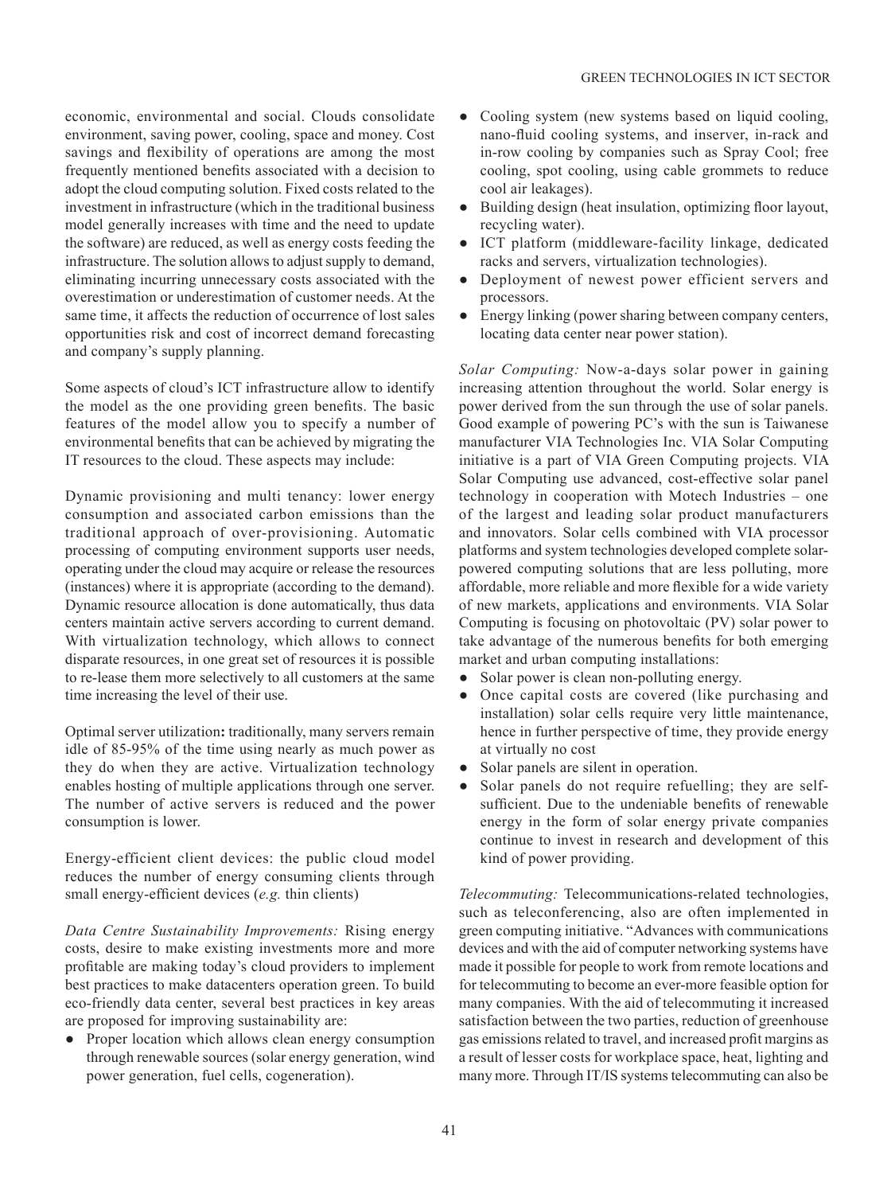economic, environmental and social. Clouds consolidate environment, saving power, cooling, space and money. Cost savings and flexibility of operations are among the most frequently mentioned benefits associated with a decision to adopt the cloud computing solution. Fixed costs related to the investment in infrastructure (which in the traditional business model generally increases with time and the need to update the software) are reduced, as well as energy costs feeding the infrastructure. The solution allows to adjust supply to demand, eliminating incurring unnecessary costs associated with the overestimation or underestimation of customer needs. At the same time, it affects the reduction of occurrence of lost sales opportunities risk and cost of incorrect demand forecasting and company's supply planning.

Some aspects of cloud's ICT infrastructure allow to identify the model as the one providing green benefits. The basic features of the model allow you to specify a number of environmental benefits that can be achieved by migrating the IT resources to the cloud. These aspects may include:

Dynamic provisioning and multi tenancy: lower energy consumption and associated carbon emissions than the traditional approach of over-provisioning. Automatic processing of computing environment supports user needs, operating under the cloud may acquire or release the resources (instances) where it is appropriate (according to the demand). Dynamic resource allocation is done automatically, thus data centers maintain active servers according to current demand. With virtualization technology, which allows to connect disparate resources, in one great set of resources it is possible to re-lease them more selectively to all customers at the same time increasing the level of their use.

Optimal server utilization**:** traditionally, many servers remain idle of 85-95% of the time using nearly as much power as they do when they are active. Virtualization technology enables hosting of multiple applications through one server. The number of active servers is reduced and the power consumption is lower.

Energy-efficient client devices: the public cloud model reduces the number of energy consuming clients through small energy-efficient devices (*e.g.* thin clients)

*Data Centre Sustainability Improvements:* Rising energy costs, desire to make existing investments more and more profitable are making today's cloud providers to implement best practices to make datacenters operation green. To build eco-friendly data center, several best practices in key areas are proposed for improving sustainability are:

- Proper location which allows clean energy consumption through renewable sources (solar energy generation, wind power generation, fuel cells, cogeneration).
- Cooling system (new systems based on liquid cooling, nano-fluid cooling systems, and inserver, in-rack and in-row cooling by companies such as Spray Cool; free cooling, spot cooling, using cable grommets to reduce cool air leakages).
- Building design (heat insulation, optimizing floor layout, recycling water).
- ICT platform (middleware-facility linkage, dedicated racks and servers, virtualization technologies).
- Deployment of newest power efficient servers and processors.
- Energy linking (power sharing between company centers, locating data center near power station).

*Solar Computing:* Now-a-days solar power in gaining increasing attention throughout the world. Solar energy is power derived from the sun through the use of solar panels. Good example of powering PC's with the sun is Taiwanese manufacturer VIA Technologies Inc. VIA Solar Computing initiative is a part of VIA Green Computing projects. VIA Solar Computing use advanced, cost-effective solar panel technology in cooperation with Motech Industries – one of the largest and leading solar product manufacturers and innovators. Solar cells combined with VIA processor platforms and system technologies developed complete solar-powered computing solutions that are less polluting, more affordable, more reliable and more flexible for a wide variety of new markets, applications and environments. VIA Solar Computing is focusing on photovoltaic (PV) solar power to take advantage of the numerous benefits for both emerging market and urban computing installations:

- Solar power is clean non-polluting energy.
- Once capital costs are covered (like purchasing and installation) solar cells require very little maintenance, hence in further perspective of time, they provide energy at virtually no cost
- Solar panels are silent in operation.
- Solar panels do not require refuelling; they are self-sufficient. Due to the undeniable benefits of renewable energy in the form of solar energy private companies continue to invest in research and development of this kind of power providing.

*Telecommuting:* Telecommunications-related technologies, such as teleconferencing, also are often implemented in green computing initiative. "Advances with communications devices and with the aid of computer networking systems have made it possible for people to work from remote locations and for telecommuting to become an ever-more feasible option for many companies. With the aid of telecommuting it increased satisfaction between the two parties, reduction of greenhouse gas emissions related to travel, and increased profit margins as a result of lesser costs for workplace space, heat, lighting and many more. Through IT/IS systems telecommuting can also be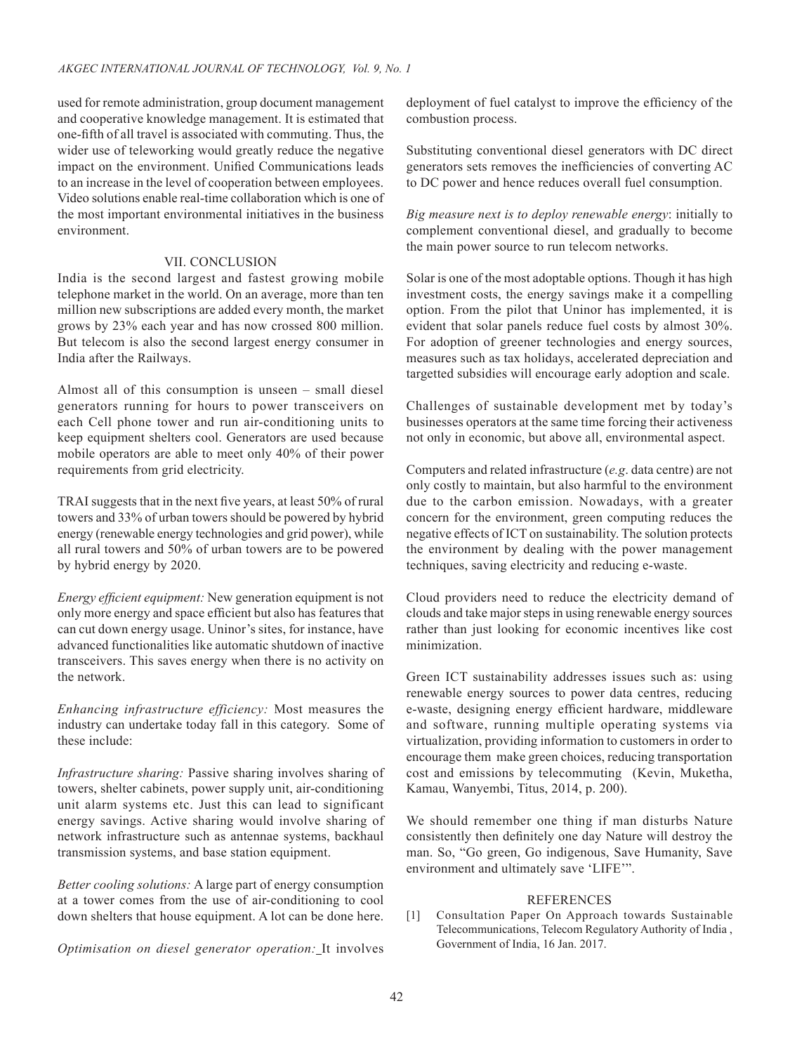used for remote administration, group document management and cooperative knowledge management. It is estimated that one-fifth of all travel is associated with commuting. Thus, the wider use of teleworking would greatly reduce the negative impact on the environment. Unified Communications leads to an increase in the level of cooperation between employees. Video solutions enable real-time collaboration which is one of the most important environmental initiatives in the business environment.

## VII. CONCLUSION

India is the second largest and fastest growing mobile telephone market in the world. On an average, more than ten million new subscriptions are added every month, the market grows by 23% each year and has now crossed 800 million. But telecom is also the second largest energy consumer in India after the Railways.

Almost all of this consumption is unseen – small diesel generators running for hours to power transceivers on each Cell phone tower and run air-conditioning units to keep equipment shelters cool. Generators are used because mobile operators are able to meet only 40% of their power requirements from grid electricity.

TRAI suggests that in the next five years, at least 50% of rural towers and 33% of urban towers should be powered by hybrid energy (renewable energy technologies and grid power), while all rural towers and 50% of urban towers are to be powered by hybrid energy by 2020.

*Energy efficient equipment:* New generation equipment is not only more energy and space efficient but also has features that can cut down energy usage. Uninor's sites, for instance, have advanced functionalities like automatic shutdown of inactive transceivers. This saves energy when there is no activity on the network.

*Enhancing infrastructure efficiency:* Most measures the industry can undertake today fall in this category. Some of these include:

*Infrastructure sharing:* Passive sharing involves sharing of towers, shelter cabinets, power supply unit, air-conditioning unit alarm systems etc. Just this can lead to significant energy savings. Active sharing would involve sharing of network infrastructure such as antennae systems, backhaul transmission systems, and base station equipment.

*Better cooling solutions:* A large part of energy consumption at a tower comes from the use of air-conditioning to cool down shelters that house equipment. A lot can be done here.

*Optimisation on diesel generator operation:* It involves deployment of fuel catalyst to improve the efficiency of the combustion process.

Substituting conventional diesel generators with DC direct generators sets removes the inefficiencies of converting AC to DC power and hence reduces overall fuel consumption.

*Big measure next is to deploy renewable energy*: initially to complement conventional diesel, and gradually to become the main power source to run telecom networks.

Solar is one of the most adoptable options. Though it has high investment costs, the energy savings make it a compelling option. From the pilot that Uninor has implemented, it is evident that solar panels reduce fuel costs by almost 30%. For adoption of greener technologies and energy sources, measures such as tax holidays, accelerated depreciation and targetted subsidies will encourage early adoption and scale.

Challenges of sustainable development met by today's businesses operators at the same time forcing their activeness not only in economic, but above all, environmental aspect.

Computers and related infrastructure (*e.g*. data centre) are not only costly to maintain, but also harmful to the environment due to the carbon emission. Nowadays, with a greater concern for the environment, green computing reduces the negative effects of ICT on sustainability. The solution protects the environment by dealing with the power management techniques, saving electricity and reducing e-waste.

Cloud providers need to reduce the electricity demand of clouds and take major steps in using renewable energy sources rather than just looking for economic incentives like cost minimization.

Green ICT sustainability addresses issues such as: using renewable energy sources to power data centres, reducing e-waste, designing energy efficient hardware, middleware and software, running multiple operating systems via virtualization, providing information to customers in order to encourage them make green choices, reducing transportation cost and emissions by telecommuting (Kevin, Muketha, Kamau, Wanyembi, Titus, 2014, p. 200).

We should remember one thing if man disturbs Nature consistently then definitely one day Nature will destroy the man. So, "Go green, Go indigenous, Save Humanity, Save environment and ultimately save 'LIFE'".

## REFERENCES

[1] Consultation Paper On Approach towards Sustainable Telecommunications, Telecom Regulatory Authority of India , Government of India, 16 Jan. 2017.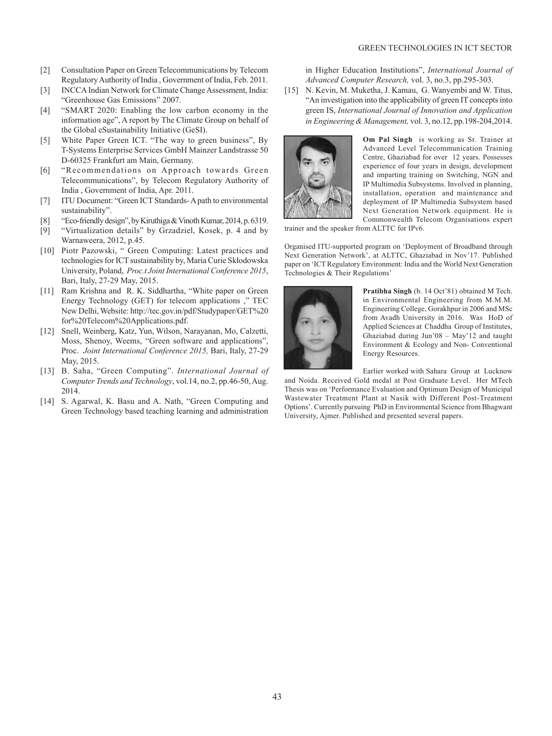[2] Consultation Paper on Green Telecommunications by Telecom Regulatory Authority of India , Government of India, Feb. 2011.

[3] INCCA Indian Network for Climate Change Assessment, India: "Greenhouse Gas Emissions" 2007.

[4] "SMART 2020: Enabling the low carbon economy in the information age", A report by The Climate Group on behalf of the Global eSustainability Initiative (GeSI).

[5] White Paper Green ICT. "The way to green business", By T-Systems Enterprise Services GmbH Mainzer Landstrasse 50 D-60325 Frankfurt am Main, Germany.

[6] "Recommendations on Approach towards Green Telecommunications", by Telecom Regulatory Authority of India , Government of India, Apr. 2011.

[7] ITU Document: "Green ICT Standards- A path to environmental sustainability".

[8] "Eco-friendly design", by Kiruthiga & Vinoth Kumar, 2014, p. 6319.

[9] "Virtualization details" by Grzadziel, Kosek, p. 4 and by Warnaweera, 2012, p.45.

[10] Piotr Pazowski, " Green Computing: Latest practices and technologies for ICT sustainability by, Maria Curie Skłodowska University, Poland, *Proc.t Joint International Conference 2015*, Bari, Italy, 27-29 May, 2015.

[11] Ram Krishna and R. K. Siddhartha, "White paper on Green Energy Technology (GET) for telecom applications ," TEC New Delhi, Website: http://tec.gov.in/pdf/Studypaper/GET%20for%20Telecom%20Applications.pdf.

[12] Snell, Weinberg, Katz, Yun, Wilson, Narayanan, Mo, Calzetti, Moss, Shenoy, Weems, "Green software and applications", Proc. *Joint International Conference 2015,* Bari, Italy, 27-29 May, 2015.

[13] B. Saha, "Green Computing". *International Journal of Computer Trends and Technology*, vol.14, no.2, pp.46-50, Aug. 2014.

[14] S. Agarwal, K. Basu and A. Nath, "Green Computing and Green Technology based teaching learning and administration in Higher Education Institutions", *International Journal of Advanced Computer Research,* vol. 3, no.3, pp.295-303.

[15] N. Kevin, M. Muketha, J. Kamau, G. Wanyembi and W. Titus, "An investigation into the applicability of green IT concepts into green IS, *International Journal of Innovation and Application in Engineering & Management,* vol. 3, no.12, pp.198-204,2014.

**Om Pal Singh** is working as Sr. Trainer at Advanced Level Telecommunication Training Centre, Ghaziabad for over 12 years. Possesses experience of four years in design, development and imparting training on Switching, NGN and IP Multimedia Subsystems. Involved in planning, installation, operation and maintenance and deployment of IP Multimedia Subsystem based Next Generation Network equipment. He is Commonwealth Telecom Organisations expert trainer and the speaker from ALTTC for IPv6.

Organised ITU-supported program on 'Deployment of Broadband through Next Generation Network', at ALTTC, Ghaziabad in Nov'17. Published paper on 'ICT Regulatory Environment: India and the World Next Generation Technologies & Their Regulations'

**Pratibha Singh** (b. 14 Oct'81) obtained M Tech. in Environmental Engineering from M.M.M. Engineering College, Gorakhpur in 2006 and MSc from Avadh University in 2016. Was HoD of Applied Sciences at Chaddha Group of Institutes, Ghaziabad during Jun'08 – May'12 and taught Environment & Ecology and Non- Conventional Energy Resources.

Earlier worked with Sahara Group at Lucknow and Noida. Received Gold medal at Post Graduate Level. Her MTech Thesis was on 'Performance Evaluation and Optimum Design of Municipal Wastewater Treatment Plant at Nasik with Different Post-Treatment Options'. Currently pursuing PhD in Environmental Science from Bhagwant University, Ajmer. Published and presented several papers.